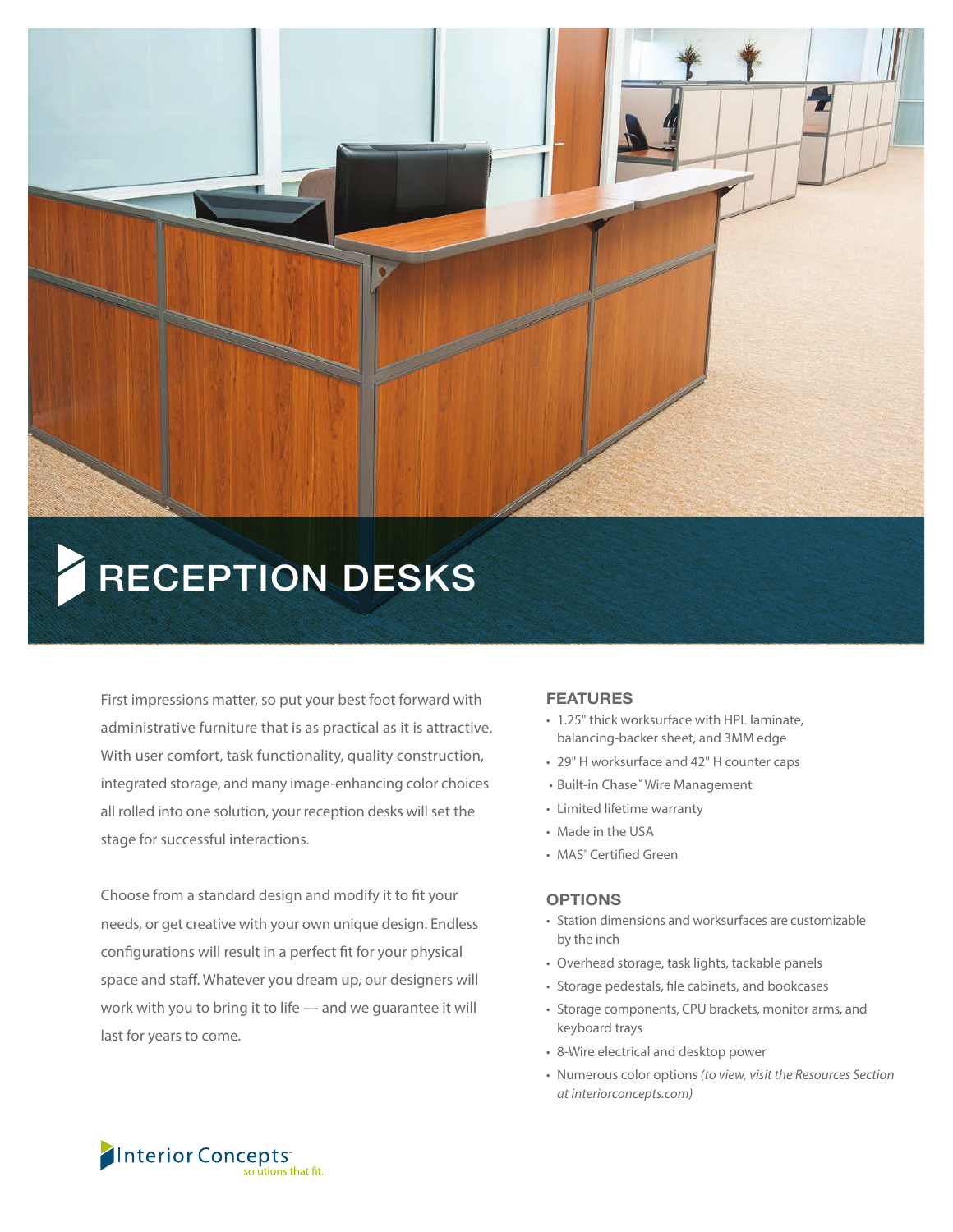# RECEPTION DESKS

First impressions matter, so put your best foot forward with administrative furniture that is as practical as it is attractive. With user comfort, task functionality, quality construction, integrated storage, and many image-enhancing color choices all rolled into one solution, your reception desks will set the stage for successful interactions.

Choose from a standard design and modify it to fit your needs, or get creative with your own unique design. Endless configurations will result in a perfect fit for your physical space and staff. Whatever you dream up, our designers will work with you to bring it to life — and we guarantee it will last for years to come.

## FEATURES

- 1.25" thick worksurface with HPL laminate, balancing-backer sheet, and 3MM edge
- 29" H worksurface and 42" H counter caps
- Built-in Chase™ Wire Management
- Limited lifetime warranty
- Made in the USA
- MAS® Certified Green

## OPTIONS

- Station dimensions and worksurfaces are customizable by the inch
- Overhead storage, task lights, tackable panels
- Storage pedestals, file cabinets, and bookcases
- Storage components, CPU brackets, monitor arms, and keyboard trays
- 8-Wire electrical and desktop power
- Numerous color options *(to view, visit the Resources Section at interiorconcepts.com)*

Interior Concepts™
solutions that fit.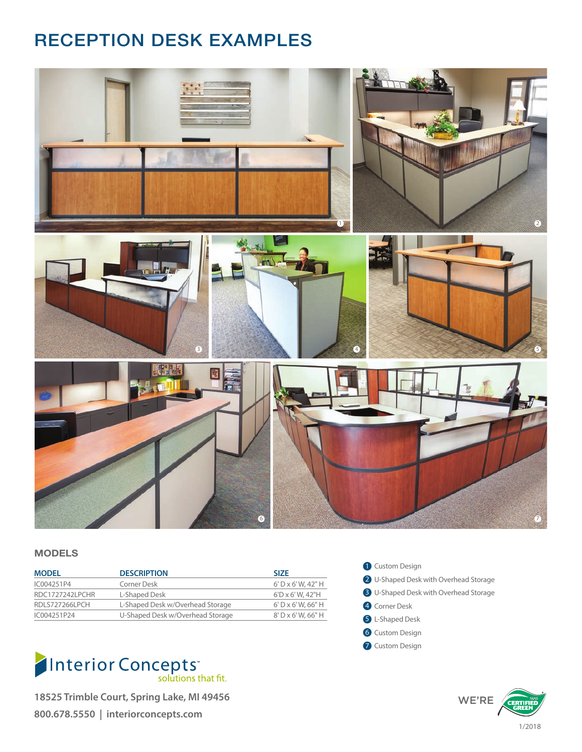# RECEPTION DESK EXAMPLES

## MODELS

| MODEL | DESCRIPTION | SIZE |
|---|---|---|
| IC004251P4 | Corner Desk | 6' D x 6' W, 42" H |
| RDC1727242LPCHR | L-Shaped Desk | 6'D x 6' W, 42"H |
| RDLS727266LPCH | L-Shaped Desk w/Overhead Storage | 6' D x 6' W, 66" H |
| IC004251P24 | U-Shaped Desk w/Overhead Storage | 8' D x 6' W, 66" H |

1. Custom Design
2. U-Shaped Desk with Overhead Storage
3. U-Shaped Desk with Overhead Storage
4. Corner Desk
5. L-Shaped Desk
6. Custom Design
7. Custom Design

Interior Concepts™
solutions that fit.

**18525 Trimble Court, Spring Lake, MI 49456**

**800.678.5550 | interiorconcepts.com**

WE'RE MAS CERTIFIED GREEN

1/2018